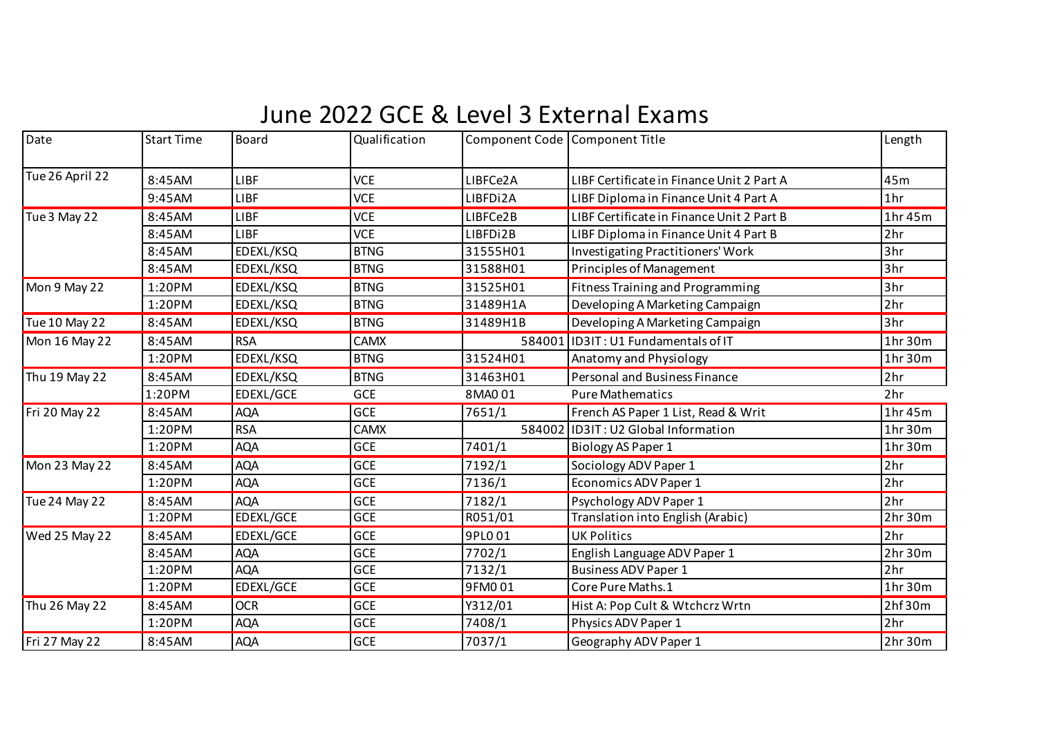# June 2022 GCE & Level 3 External Exams

| Date | Start Time | Board | Qualification | Component Code | Component Title | Length |
|---|---|---|---|---|---|---|
| Tue 26 April 22 | 8:45AM | LIBF | VCE | LIBFCe2A | LIBF Certificate in Finance Unit 2 Part A | 45m |
| | 9:45AM | LIBF | VCE | LIBFDi2A | LIBF Diploma in Finance Unit 4 Part A | 1hr |
| Tue 3 May 22 | 8:45AM | LIBF | VCE | LIBFCe2B | LIBF Certificate in Finance Unit 2 Part B | 1hr 45m |
| | 8:45AM | LIBF | VCE | LIBFDi2B | LIBF Diploma in Finance Unit 4 Part B | 2hr |
| | 8:45AM | EDEXL/KSQ | BTNG | 31555H01 | Investigating Practitioners' Work | 3hr |
| | 8:45AM | EDEXL/KSQ | BTNG | 31588H01 | Principles of Management | 3hr |
| Mon 9 May 22 | 1:20PM | EDEXL/KSQ | BTNG | 31525H01 | Fitness Training and Programming | 3hr |
| | 1:20PM | EDEXL/KSQ | BTNG | 31489H1A | Developing A Marketing Campaign | 2hr |
| Tue 10 May 22 | 8:45AM | EDEXL/KSQ | BTNG | 31489H1B | Developing A Marketing Campaign | 3hr |
| Mon 16 May 22 | 8:45AM | RSA | CAMX | 584001 | ID3IT : U1 Fundamentals of IT | 1hr 30m |
| | 1:20PM | EDEXL/KSQ | BTNG | 31524H01 | Anatomy and Physiology | 1hr 30m |
| Thu 19 May 22 | 8:45AM | EDEXL/KSQ | BTNG | 31463H01 | Personal and Business Finance | 2hr |
| | 1:20PM | EDEXL/GCE | GCE | 8MA0 01 | Pure Mathematics | 2hr |
| Fri 20 May 22 | 8:45AM | AQA | GCE | 7651/1 | French AS Paper 1 List, Read & Writ | 1hr 45m |
| | 1:20PM | RSA | CAMX | 584002 | ID3IT : U2 Global Information | 1hr 30m |
| | 1:20PM | AQA | GCE | 7401/1 | Biology AS Paper 1 | 1hr 30m |
| Mon 23 May 22 | 8:45AM | AQA | GCE | 7192/1 | Sociology ADV Paper 1 | 2hr |
| | 1:20PM | AQA | GCE | 7136/1 | Economics ADV Paper 1 | 2hr |
| Tue 24 May 22 | 8:45AM | AQA | GCE | 7182/1 | Psychology ADV Paper 1 | 2hr |
| | 1:20PM | EDEXL/GCE | GCE | R051/01 | Translation into English (Arabic) | 2hr 30m |
| Wed 25 May 22 | 8:45AM | EDEXL/GCE | GCE | 9PL0 01 | UK Politics | 2hr |
| | 8:45AM | AQA | GCE | 7702/1 | English Language ADV Paper 1 | 2hr 30m |
| | 1:20PM | AQA | GCE | 7132/1 | Business ADV Paper 1 | 2hr |
| | 1:20PM | EDEXL/GCE | GCE | 9FM0 01 | Core Pure Maths.1 | 1hr 30m |
| Thu 26 May 22 | 8:45AM | OCR | GCE | Y312/01 | Hist A: Pop Cult & Wtchcrz Wrtn | 2hf 30m |
| | 1:20PM | AQA | GCE | 7408/1 | Physics ADV Paper 1 | 2hr |
| Fri 27 May 22 | 8:45AM | AQA | GCE | 7037/1 | Geography ADV Paper 1 | 2hr 30m |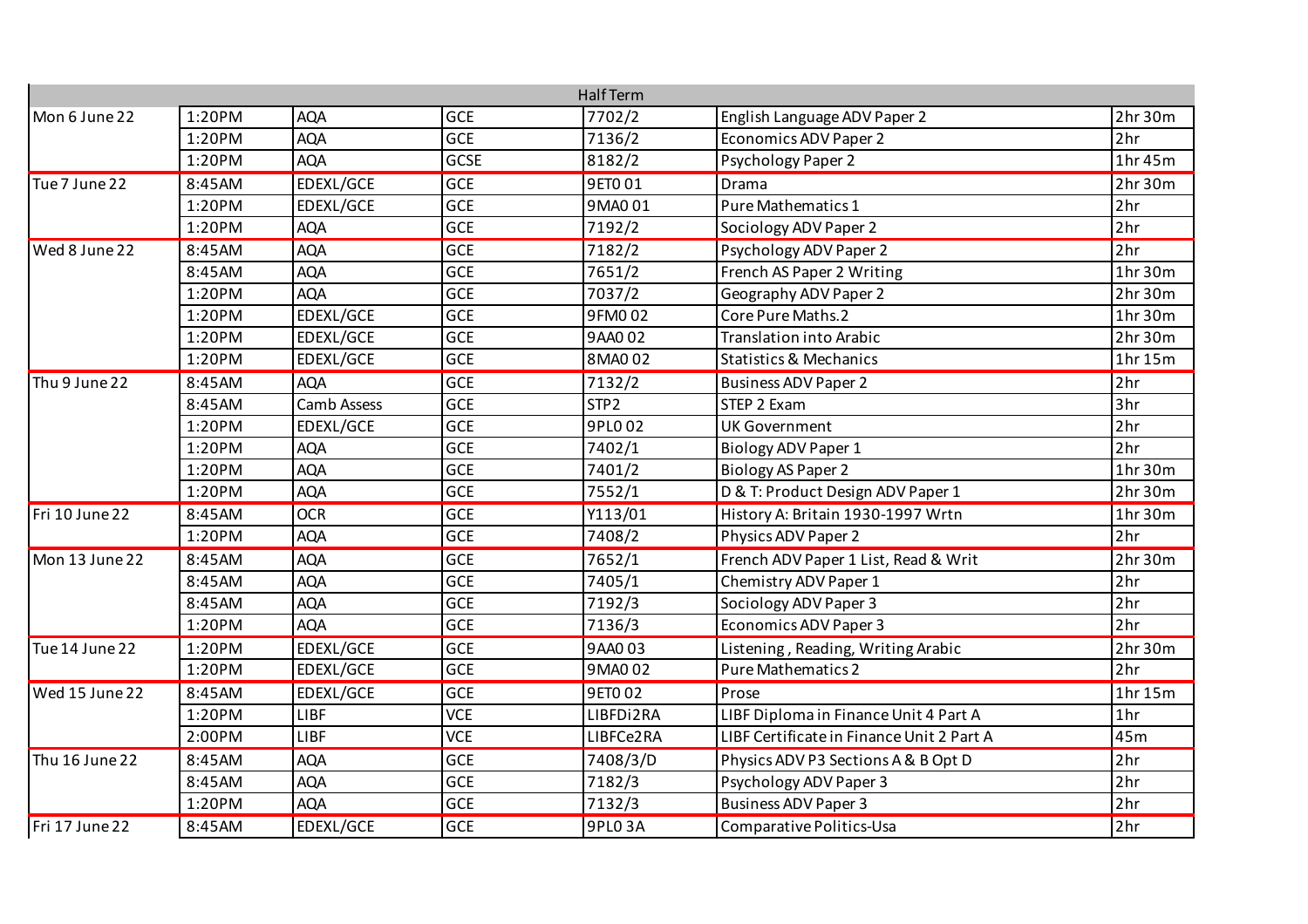| | | | | | | |
|---|---|---|---|---|---|---|
| Half Term | | | | | | |
| Mon 6 June 22 | 1:20PM | AQA | GCE | 7702/2 | English Language ADV Paper 2 | 2hr 30m |
| | 1:20PM | AQA | GCE | 7136/2 | Economics ADV Paper 2 | 2hr |
| | 1:20PM | AQA | GCSE | 8182/2 | Psychology Paper 2 | 1hr 45m |
| Tue 7 June 22 | 8:45AM | EDEXL/GCE | GCE | 9ET0 01 | Drama | 2hr 30m |
| | 1:20PM | EDEXL/GCE | GCE | 9MA0 01 | Pure Mathematics 1 | 2hr |
| | 1:20PM | AQA | GCE | 7192/2 | Sociology ADV Paper 2 | 2hr |
| Wed 8 June 22 | 8:45AM | AQA | GCE | 7182/2 | Psychology ADV Paper 2 | 2hr |
| | 8:45AM | AQA | GCE | 7651/2 | French AS Paper 2 Writing | 1hr 30m |
| | 1:20PM | AQA | GCE | 7037/2 | Geography ADV Paper 2 | 2hr 30m |
| | 1:20PM | EDEXL/GCE | GCE | 9FM0 02 | Core Pure Maths.2 | 1hr 30m |
| | 1:20PM | EDEXL/GCE | GCE | 9AA0 02 | Translation into Arabic | 2hr 30m |
| | 1:20PM | EDEXL/GCE | GCE | 8MA0 02 | Statistics & Mechanics | 1hr 15m |
| Thu 9 June 22 | 8:45AM | AQA | GCE | 7132/2 | Business ADV Paper 2 | 2hr |
| | 8:45AM | Camb Assess | GCE | STP2 | STEP 2 Exam | 3hr |
| | 1:20PM | EDEXL/GCE | GCE | 9PL0 02 | UK Government | 2hr |
| | 1:20PM | AQA | GCE | 7402/1 | Biology ADV Paper 1 | 2hr |
| | 1:20PM | AQA | GCE | 7401/2 | Biology AS Paper 2 | 1hr 30m |
| | 1:20PM | AQA | GCE | 7552/1 | D & T: Product Design ADV Paper 1 | 2hr 30m |
| Fri 10 June 22 | 8:45AM | OCR | GCE | Y113/01 | History A: Britain 1930-1997 Wrtn | 1hr 30m |
| | 1:20PM | AQA | GCE | 7408/2 | Physics ADV Paper 2 | 2hr |
| Mon 13 June 22 | 8:45AM | AQA | GCE | 7652/1 | French ADV Paper 1 List, Read & Writ | 2hr 30m |
| | 8:45AM | AQA | GCE | 7405/1 | Chemistry ADV Paper 1 | 2hr |
| | 8:45AM | AQA | GCE | 7192/3 | Sociology ADV Paper 3 | 2hr |
| | 1:20PM | AQA | GCE | 7136/3 | Economics ADV Paper 3 | 2hr |
| Tue 14 June 22 | 1:20PM | EDEXL/GCE | GCE | 9AA0 03 | Listening , Reading, Writing Arabic | 2hr 30m |
| | 1:20PM | EDEXL/GCE | GCE | 9MA0 02 | Pure Mathematics 2 | 2hr |
| Wed 15 June 22 | 8:45AM | EDEXL/GCE | GCE | 9ET0 02 | Prose | 1hr 15m |
| | 1:20PM | LIBF | VCE | LIBFDi2RA | LIBF Diploma in Finance Unit 4 Part A | 1hr |
| | 2:00PM | LIBF | VCE | LIBFCe2RA | LIBF Certificate in Finance Unit 2 Part A | 45m |
| Thu 16 June 22 | 8:45AM | AQA | GCE | 7408/3/D | Physics ADV P3 Sections A & B Opt D | 2hr |
| | 8:45AM | AQA | GCE | 7182/3 | Psychology ADV Paper 3 | 2hr |
| | 1:20PM | AQA | GCE | 7132/3 | Business ADV Paper 3 | 2hr |
| Fri 17 June 22 | 8:45AM | EDEXL/GCE | GCE | 9PL0 3A | Comparative Politics-Usa | 2hr |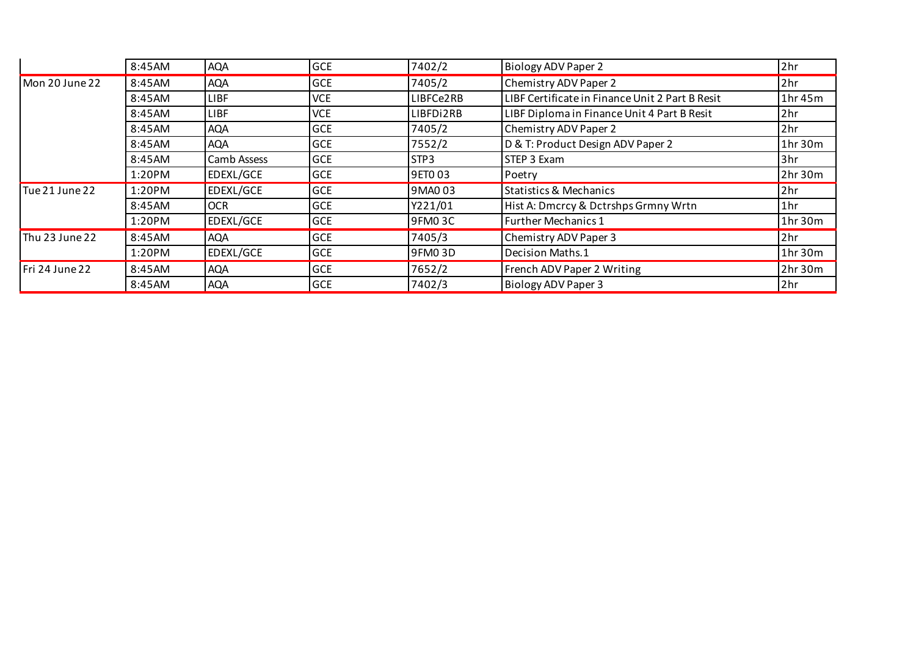| | | | | | | |
|---|---|---|---|---|---|---|
| | 8:45AM | AQA | GCE | 7402/2 | Biology ADV Paper 2 | 2hr |
| Mon 20 June 22 | 8:45AM | AQA | GCE | 7405/2 | Chemistry ADV Paper 2 | 2hr |
| | 8:45AM | LIBF | VCE | LIBFCe2RB | LIBF Certificate in Finance Unit 2 Part B Resit | 1hr 45m |
| | 8:45AM | LIBF | VCE | LIBFDi2RB | LIBF Diploma in Finance Unit 4 Part B Resit | 2hr |
| | 8:45AM | AQA | GCE | 7405/2 | Chemistry ADV Paper 2 | 2hr |
| | 8:45AM | AQA | GCE | 7552/2 | D & T: Product Design ADV Paper 2 | 1hr 30m |
| | 8:45AM | Camb Assess | GCE | STP3 | STEP 3 Exam | 3hr |
| | 1:20PM | EDEXL/GCE | GCE | 9ET0 03 | Poetry | 2hr 30m |
| Tue 21 June 22 | 1:20PM | EDEXL/GCE | GCE | 9MA0 03 | Statistics & Mechanics | 2hr |
| | 8:45AM | OCR | GCE | Y221/01 | Hist A: Dmcrcy & Dctrshps Grmny Wrtn | 1hr |
| | 1:20PM | EDEXL/GCE | GCE | 9FM0 3C | Further Mechanics 1 | 1hr 30m |
| Thu 23 June 22 | 8:45AM | AQA | GCE | 7405/3 | Chemistry ADV Paper 3 | 2hr |
| | 1:20PM | EDEXL/GCE | GCE | 9FM0 3D | Decision Maths.1 | 1hr 30m |
| Fri 24 June 22 | 8:45AM | AQA | GCE | 7652/2 | French ADV Paper 2 Writing | 2hr 30m |
| | 8:45AM | AQA | GCE | 7402/3 | Biology ADV Paper 3 | 2hr |